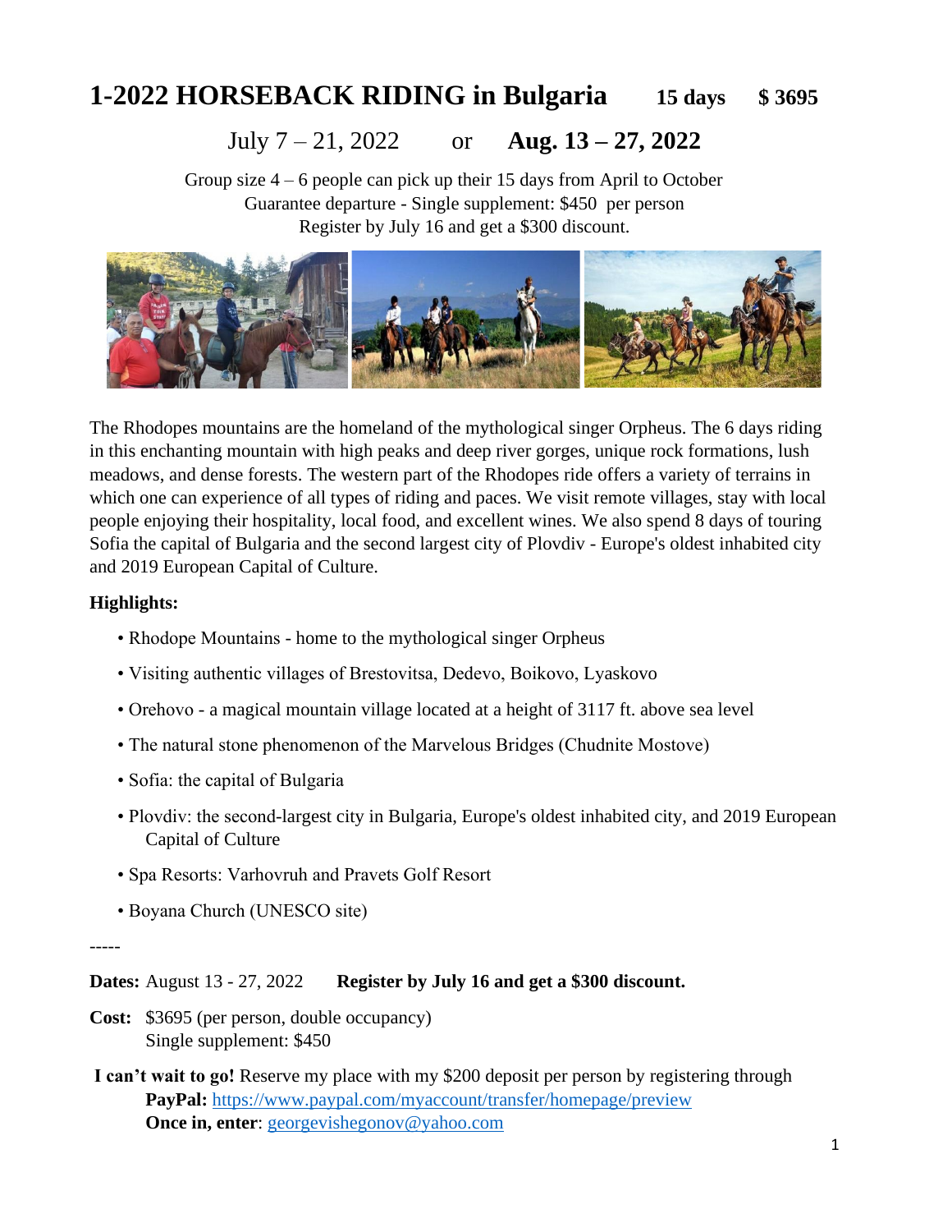# 1-2022 HORSEBACK RIDING in Bulgaria **15 days** **$ 3695**

July 7 – 21, 2022 or **Aug. 13 – 27, 2022**

Group size 4 – 6 people can pick up their 15 days from April to October
Guarantee departure - Single supplement: $450 per person
Register by July 16 and get a $300 discount.

The Rhodopes mountains are the homeland of the mythological singer Orpheus. The 6 days riding in this enchanting mountain with high peaks and deep river gorges, unique rock formations, lush meadows, and dense forests. The western part of the Rhodopes ride offers a variety of terrains in which one can experience of all types of riding and paces. We visit remote villages, stay with local people enjoying their hospitality, local food, and excellent wines. We also spend 8 days of touring Sofia the capital of Bulgaria and the second largest city of Plovdiv - Europe's oldest inhabited city and 2019 European Capital of Culture.

**Highlights:**

- Rhodope Mountains - home to the mythological singer Orpheus
- Visiting authentic villages of Brestovitsa, Dedevo, Boikovo, Lyaskovo
- Orehovo - a magical mountain village located at a height of 3117 ft. above sea level
- The natural stone phenomenon of the Marvelous Bridges (Chudnite Mostove)
- Sofia: the capital of Bulgaria
- Plovdiv: the second-largest city in Bulgaria, Europe's oldest inhabited city, and 2019 European Capital of Culture
- Spa Resorts: Varhovruh and Pravets Golf Resort
- Boyana Church (UNESCO site)

-----

**Dates:** August 13 - 27, 2022 **Register by July 16 and get a $300 discount.**

**Cost:** $3695 (per person, double occupancy)
Single supplement: $450

**I can't wait to go!** Reserve my place with my $200 deposit per person by registering through
**PayPal:** https://www.paypal.com/myaccount/transfer/homepage/preview
**Once in, enter**: georgevishegonov@yahoo.com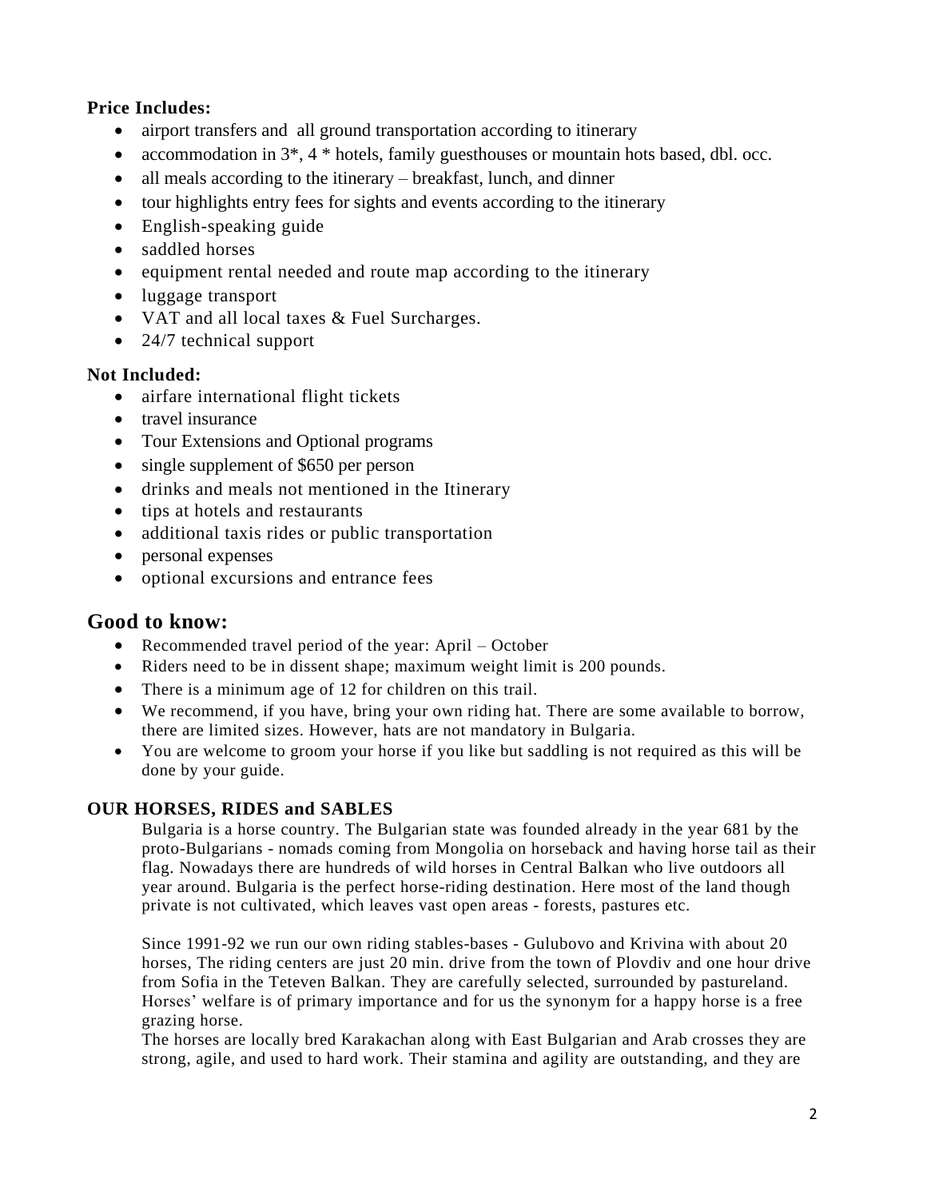**Price Includes:**

- airport transfers and all ground transportation according to itinerary
- accommodation in 3*, 4 * hotels, family guesthouses or mountain hots based, dbl. occ.
- all meals according to the itinerary – breakfast, lunch, and dinner
- tour highlights entry fees for sights and events according to the itinerary
- English-speaking guide
- saddled horses
- equipment rental needed and route map according to the itinerary
- luggage transport
- VAT and all local taxes & Fuel Surcharges.
- 24/7 technical support

**Not Included:**

- airfare international flight tickets
- travel insurance
- Tour Extensions and Optional programs
- single supplement of $650 per person
- drinks and meals not mentioned in the Itinerary
- tips at hotels and restaurants
- additional taxis rides or public transportation
- personal expenses
- optional excursions and entrance fees

## Good to know:

- Recommended travel period of the year: April – October
- Riders need to be in dissent shape; maximum weight limit is 200 pounds.
- There is a minimum age of 12 for children on this trail.
- We recommend, if you have, bring your own riding hat. There are some available to borrow, there are limited sizes. However, hats are not mandatory in Bulgaria.
- You are welcome to groom your horse if you like but saddling is not required as this will be done by your guide.

**OUR HORSES, RIDES and SABLES**

Bulgaria is a horse country. The Bulgarian state was founded already in the year 681 by the proto-Bulgarians - nomads coming from Mongolia on horseback and having horse tail as their flag. Nowadays there are hundreds of wild horses in Central Balkan who live outdoors all year around. Bulgaria is the perfect horse-riding destination. Here most of the land though private is not cultivated, which leaves vast open areas - forests, pastures etc.

Since 1991-92 we run our own riding stables-bases - Gulubovo and Krivina with about 20 horses, The riding centers are just 20 min. drive from the town of Plovdiv and one hour drive from Sofia in the Teteven Balkan. They are carefully selected, surrounded by pastureland. Horses' welfare is of primary importance and for us the synonym for a happy horse is a free grazing horse.

The horses are locally bred Karakachan along with East Bulgarian and Arab crosses they are strong, agile, and used to hard work. Their stamina and agility are outstanding, and they are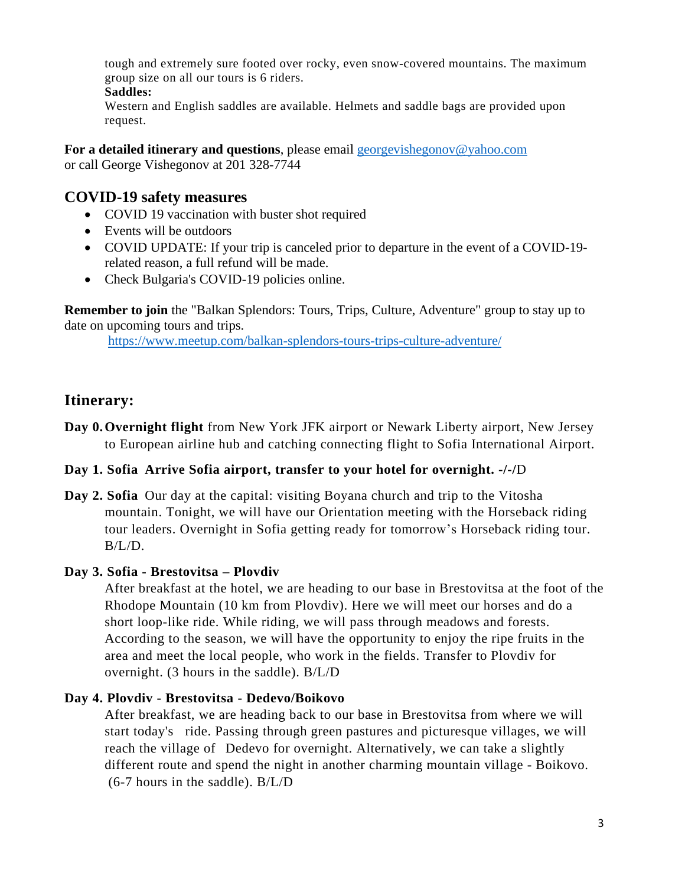tough and extremely sure footed over rocky, even snow-covered mountains. The maximum group size on all our tours is 6 riders.

**Saddles:**

Western and English saddles are available. Helmets and saddle bags are provided upon request.

**For a detailed itinerary and questions**, please email georgevishegonov@yahoo.com or call George Vishegonov at 201 328-7744

## COVID-19 safety measures

- COVID 19 vaccination with buster shot required
- Events will be outdoors
- COVID UPDATE: If your trip is canceled prior to departure in the event of a COVID-19-related reason, a full refund will be made.
- Check Bulgaria's COVID-19 policies online.

**Remember to join** the "Balkan Splendors: Tours, Trips, Culture, Adventure" group to stay up to date on upcoming tours and trips.

https://www.meetup.com/balkan-splendors-tours-trips-culture-adventure/

## Itinerary:

**Day 0. Overnight flight** from New York JFK airport or Newark Liberty airport, New Jersey to European airline hub and catching connecting flight to Sofia International Airport.

**Day 1. Sofia Arrive Sofia airport, transfer to your hotel for overnight. -/-/**D

**Day 2. Sofia** Our day at the capital: visiting Boyana church and trip to the Vitosha mountain. Tonight, we will have our Orientation meeting with the Horseback riding tour leaders. Overnight in Sofia getting ready for tomorrow's Horseback riding tour. B/L/D.

**Day 3. Sofia - Brestovitsa – Plovdiv**

After breakfast at the hotel, we are heading to our base in Brestovitsa at the foot of the Rhodope Mountain (10 km from Plovdiv). Here we will meet our horses and do a short loop-like ride. While riding, we will pass through meadows and forests. According to the season, we will have the opportunity to enjoy the ripe fruits in the area and meet the local people, who work in the fields. Transfer to Plovdiv for overnight. (3 hours in the saddle). B/L/D

**Day 4. Plovdiv - Brestovitsa - Dedevo/Boikovo**

After breakfast, we are heading back to our base in Brestovitsa from where we will start today's ride. Passing through green pastures and picturesque villages, we will reach the village of Dedevo for overnight. Alternatively, we can take a slightly different route and spend the night in another charming mountain village - Boikovo. (6-7 hours in the saddle). B/L/D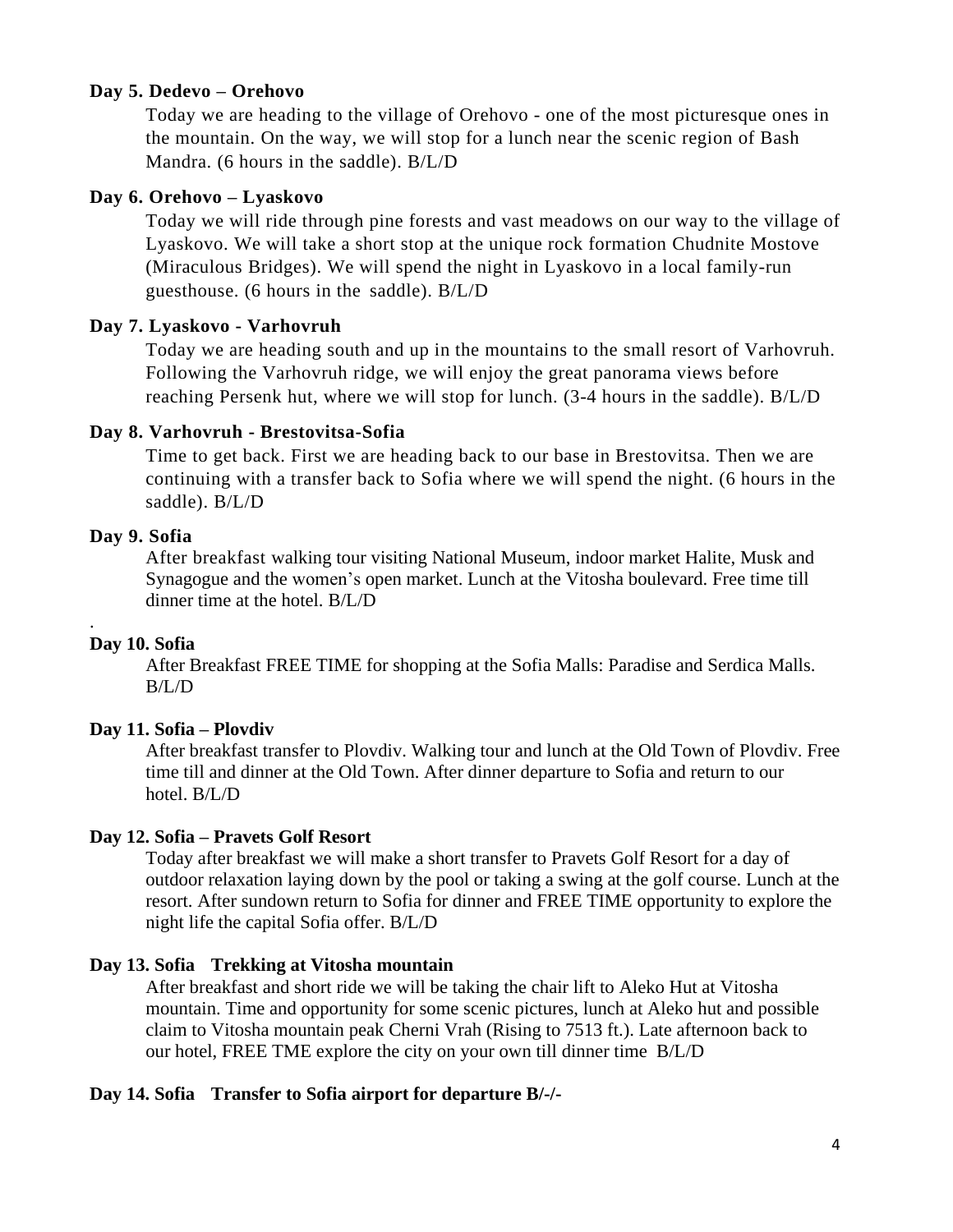**Day 5. Dedevo – Orehovo**

Today we are heading to the village of Orehovo - one of the most picturesque ones in the mountain. On the way, we will stop for a lunch near the scenic region of Bash Mandra. (6 hours in the saddle). B/L/D

**Day 6. Orehovo – Lyaskovo**

Today we will ride through pine forests and vast meadows on our way to the village of Lyaskovo. We will take a short stop at the unique rock formation Chudnite Mostove (Miraculous Bridges). We will spend the night in Lyaskovo in a local family-run guesthouse. (6 hours in the saddle). B/L/D

**Day 7. Lyaskovo - Varhovruh**

Today we are heading south and up in the mountains to the small resort of Varhovruh. Following the Varhovruh ridge, we will enjoy the great panorama views before reaching Persenk hut, where we will stop for lunch. (3-4 hours in the saddle). B/L/D

**Day 8. Varhovruh - Brestovitsa-Sofia**

Time to get back. First we are heading back to our base in Brestovitsa. Then we are continuing with a transfer back to Sofia where we will spend the night. (6 hours in the saddle). B/L/D

**Day 9. Sofia**

After breakfast walking tour visiting National Museum, indoor market Halite, Musk and Synagogue and the women's open market. Lunch at the Vitosha boulevard. Free time till dinner time at the hotel. B/L/D

.

**Day 10. Sofia**

After Breakfast FREE TIME for shopping at the Sofia Malls: Paradise and Serdica Malls. B/L/D

**Day 11. Sofia – Plovdiv**

After breakfast transfer to Plovdiv. Walking tour and lunch at the Old Town of Plovdiv. Free time till and dinner at the Old Town. After dinner departure to Sofia and return to our hotel. B/L/D

**Day 12. Sofia – Pravets Golf Resort**

Today after breakfast we will make a short transfer to Pravets Golf Resort for a day of outdoor relaxation laying down by the pool or taking a swing at the golf course. Lunch at the resort. After sundown return to Sofia for dinner and FREE TIME opportunity to explore the night life the capital Sofia offer. B/L/D

**Day 13. Sofia Trekking at Vitosha mountain**

After breakfast and short ride we will be taking the chair lift to Aleko Hut at Vitosha mountain. Time and opportunity for some scenic pictures, lunch at Aleko hut and possible claim to Vitosha mountain peak Cherni Vrah (Rising to 7513 ft.). Late afternoon back to our hotel, FREE TME explore the city on your own till dinner time B/L/D

**Day 14. Sofia Transfer to Sofia airport for departure B/-/-**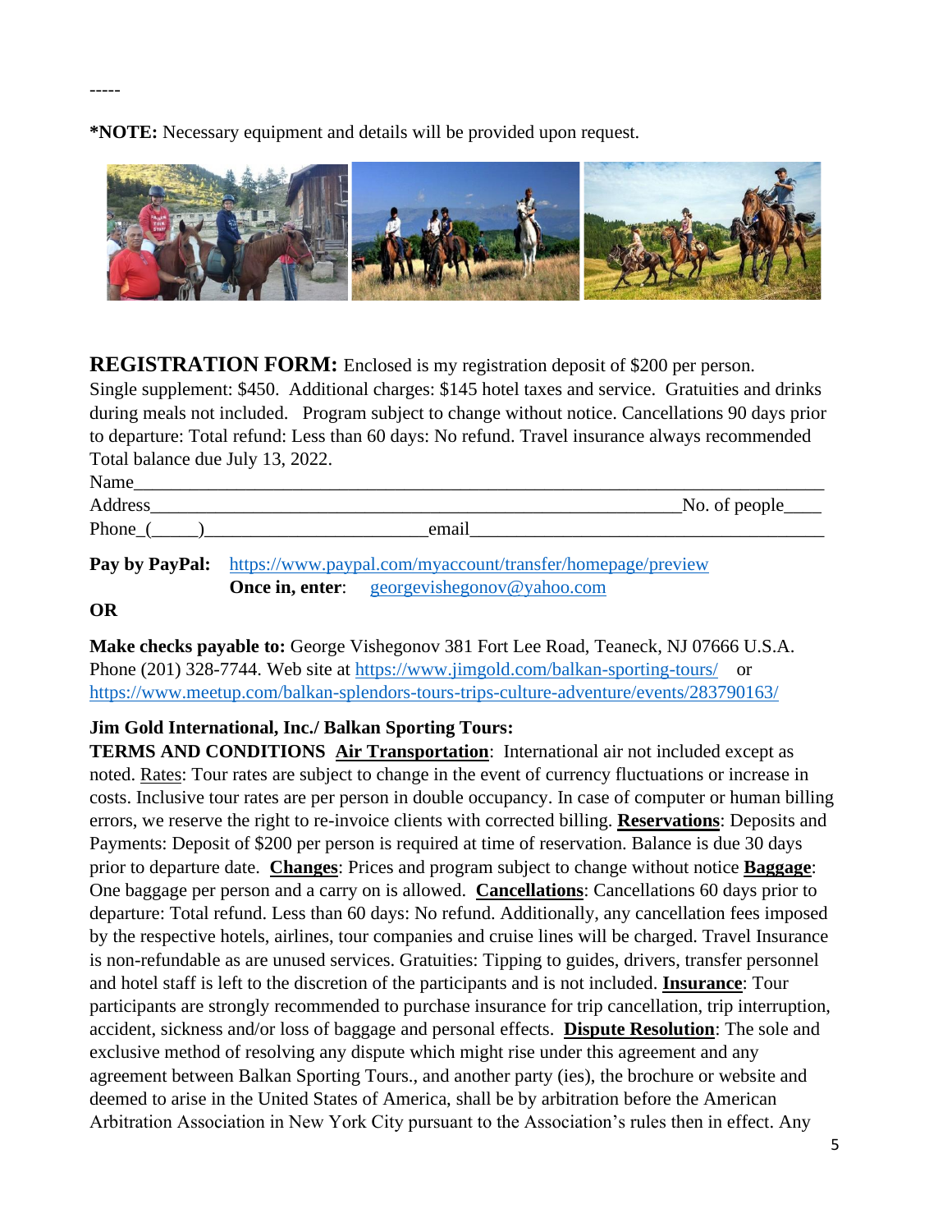-----

***NOTE:** Necessary equipment and details will be provided upon request.

**REGISTRATION FORM:** Enclosed is my registration deposit of $200 per person. Single supplement: $450. Additional charges: $145 hotel taxes and service. Gratuities and drinks during meals not included. Program subject to change without notice. Cancellations 90 days prior to departure: Total refund: Less than 60 days: No refund. Travel insurance always recommended Total balance due July 13, 2022.

Name___________________________________________________________________________

Address_______________________________________________________No. of people____

Phone_(_____)______________________email___________________________________

**Pay by PayPal:** https://www.paypal.com/myaccount/transfer/homepage/preview
**Once in, enter**: georgevishegonov@yahoo.com

**OR**

**Make checks payable to:** George Vishegonov 381 Fort Lee Road, Teaneck, NJ 07666 U.S.A. Phone (201) 328-7744. Web site at https://www.jimgold.com/balkan-sporting-tours/ or https://www.meetup.com/balkan-splendors-tours-trips-culture-adventure/events/283790163/

**Jim Gold International, Inc./ Balkan Sporting Tours:**
**TERMS AND CONDITIONS** **Air Transportation**: International air not included except as noted. Rates: Tour rates are subject to change in the event of currency fluctuations or increase in costs. Inclusive tour rates are per person in double occupancy. In case of computer or human billing errors, we reserve the right to re-invoice clients with corrected billing. **Reservations**: Deposits and Payments: Deposit of $200 per person is required at time of reservation. Balance is due 30 days prior to departure date. **Changes**: Prices and program subject to change without notice **Baggage**: One baggage per person and a carry on is allowed. **Cancellations**: Cancellations 60 days prior to departure: Total refund. Less than 60 days: No refund. Additionally, any cancellation fees imposed by the respective hotels, airlines, tour companies and cruise lines will be charged. Travel Insurance is non-refundable as are unused services. Gratuities: Tipping to guides, drivers, transfer personnel and hotel staff is left to the discretion of the participants and is not included. **Insurance**: Tour participants are strongly recommended to purchase insurance for trip cancellation, trip interruption, accident, sickness and/or loss of baggage and personal effects. **Dispute Resolution**: The sole and exclusive method of resolving any dispute which might rise under this agreement and any agreement between Balkan Sporting Tours., and another party (ies), the brochure or website and deemed to arise in the United States of America, shall be by arbitration before the American Arbitration Association in New York City pursuant to the Association's rules then in effect. Any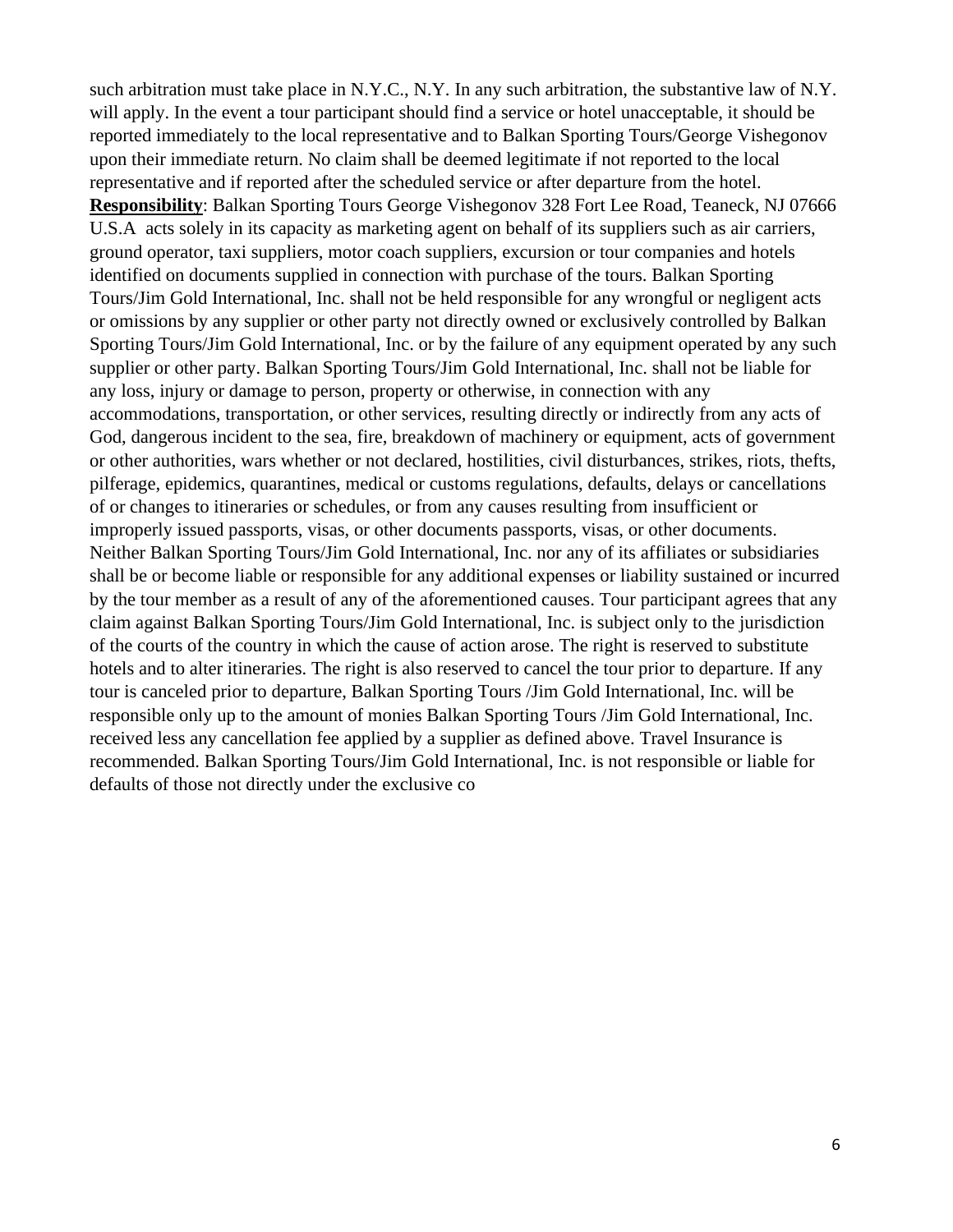such arbitration must take place in N.Y.C., N.Y. In any such arbitration, the substantive law of N.Y. will apply. In the event a tour participant should find a service or hotel unacceptable, it should be reported immediately to the local representative and to Balkan Sporting Tours/George Vishegonov upon their immediate return. No claim shall be deemed legitimate if not reported to the local representative and if reported after the scheduled service or after departure from the hotel.

**Responsibility**: Balkan Sporting Tours George Vishegonov 328 Fort Lee Road, Teaneck, NJ 07666 U.S.A acts solely in its capacity as marketing agent on behalf of its suppliers such as air carriers, ground operator, taxi suppliers, motor coach suppliers, excursion or tour companies and hotels identified on documents supplied in connection with purchase of the tours. Balkan Sporting Tours/Jim Gold International, Inc. shall not be held responsible for any wrongful or negligent acts or omissions by any supplier or other party not directly owned or exclusively controlled by Balkan Sporting Tours/Jim Gold International, Inc. or by the failure of any equipment operated by any such supplier or other party. Balkan Sporting Tours/Jim Gold International, Inc. shall not be liable for any loss, injury or damage to person, property or otherwise, in connection with any accommodations, transportation, or other services, resulting directly or indirectly from any acts of God, dangerous incident to the sea, fire, breakdown of machinery or equipment, acts of government or other authorities, wars whether or not declared, hostilities, civil disturbances, strikes, riots, thefts, pilferage, epidemics, quarantines, medical or customs regulations, defaults, delays or cancellations of or changes to itineraries or schedules, or from any causes resulting from insufficient or improperly issued passports, visas, or other documents passports, visas, or other documents. Neither Balkan Sporting Tours/Jim Gold International, Inc. nor any of its affiliates or subsidiaries shall be or become liable or responsible for any additional expenses or liability sustained or incurred by the tour member as a result of any of the aforementioned causes. Tour participant agrees that any claim against Balkan Sporting Tours/Jim Gold International, Inc. is subject only to the jurisdiction of the courts of the country in which the cause of action arose. The right is reserved to substitute hotels and to alter itineraries. The right is also reserved to cancel the tour prior to departure. If any tour is canceled prior to departure, Balkan Sporting Tours /Jim Gold International, Inc. will be responsible only up to the amount of monies Balkan Sporting Tours /Jim Gold International, Inc. received less any cancellation fee applied by a supplier as defined above. Travel Insurance is recommended. Balkan Sporting Tours/Jim Gold International, Inc. is not responsible or liable for defaults of those not directly under the exclusive co